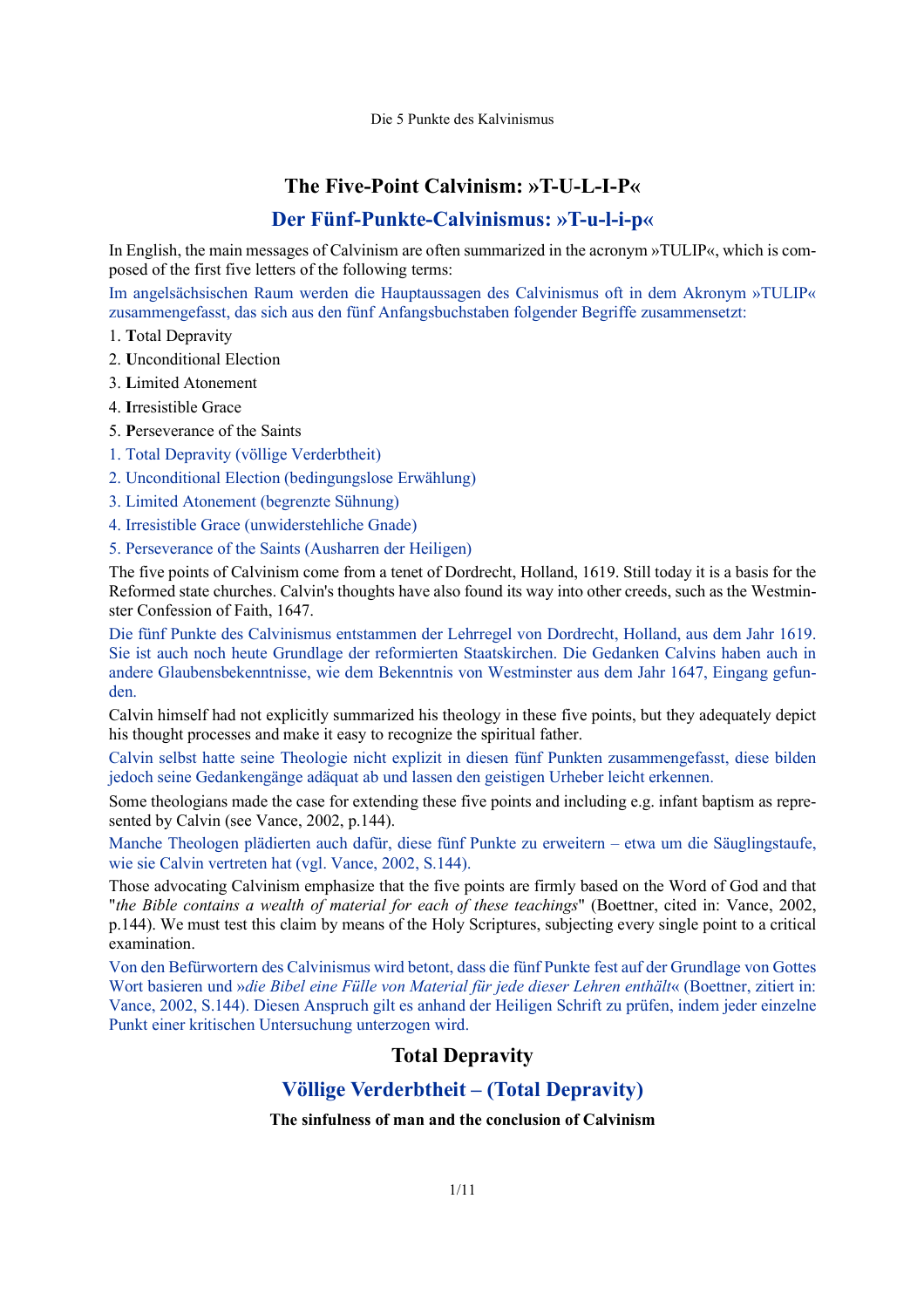## The Five-Point Calvinism: »T-U-L-I-P«

## Der Fünf-Punkte-Calvinismus: »T-u-l-i-p«

In English, the main messages of Calvinism are often summarized in the acronym »TULIP«, which is composed of the first five letters of the following terms:

Im angelsächsischen Raum werden die Hauptaussagen des Calvinismus oft in dem Akronym »TULIP« zusammengefasst, das sich aus den fünf Anfangsbuchstaben folgender Begriffe zusammensetzt:

1. **T**otal Depravity
2. **U**nconditional Election
3. **L**imited Atonement
4. **I**rresistible Grace
5. **P**erseverance of the Saints

1. Total Depravity (völlige Verderbtheit)
2. Unconditional Election (bedingungslose Erwählung)
3. Limited Atonement (begrenzte Sühnung)
4. Irresistible Grace (unwiderstehliche Gnade)
5. Perseverance of the Saints (Ausharren der Heiligen)

The five points of Calvinism come from a tenet of Dordrecht, Holland, 1619. Still today it is a basis for the Reformed state churches. Calvin's thoughts have also found its way into other creeds, such as the Westminster Confession of Faith, 1647.

Die fünf Punkte des Calvinismus entstammen der Lehrregel von Dordrecht, Holland, aus dem Jahr 1619. Sie ist auch noch heute Grundlage der reformierten Staatskirchen. Die Gedanken Calvins haben auch in andere Glaubensbekenntnisse, wie dem Bekenntnis von Westminster aus dem Jahr 1647, Eingang gefunden.

Calvin himself had not explicitly summarized his theology in these five points, but they adequately depict his thought processes and make it easy to recognize the spiritual father.

Calvin selbst hatte seine Theologie nicht explizit in diesen fünf Punkten zusammengefasst, diese bilden jedoch seine Gedankengänge adäquat ab und lassen den geistigen Urheber leicht erkennen.

Some theologians made the case for extending these five points and including e.g. infant baptism as represented by Calvin (see Vance, 2002, p.144).

Manche Theologen plädierten auch dafür, diese fünf Punkte zu erweitern – etwa um die Säuglingstaufe, wie sie Calvin vertreten hat (vgl. Vance, 2002, S.144).

Those advocating Calvinism emphasize that the five points are firmly based on the Word of God and that "*the Bible contains a wealth of material for each of these teachings*" (Boettner, cited in: Vance, 2002, p.144). We must test this claim by means of the Holy Scriptures, subjecting every single point to a critical examination.

Von den Befürwortern des Calvinismus wird betont, dass die fünf Punkte fest auf der Grundlage von Gottes Wort basieren und »*die Bibel eine Fülle von Material für jede dieser Lehren enthält*« (Boettner, zitiert in: Vance, 2002, S.144). Diesen Anspruch gilt es anhand der Heiligen Schrift zu prüfen, indem jeder einzelne Punkt einer kritischen Untersuchung unterzogen wird.

## Total Depravity

## Völlige Verderbtheit – (Total Depravity)

#### The sinfulness of man and the conclusion of Calvinism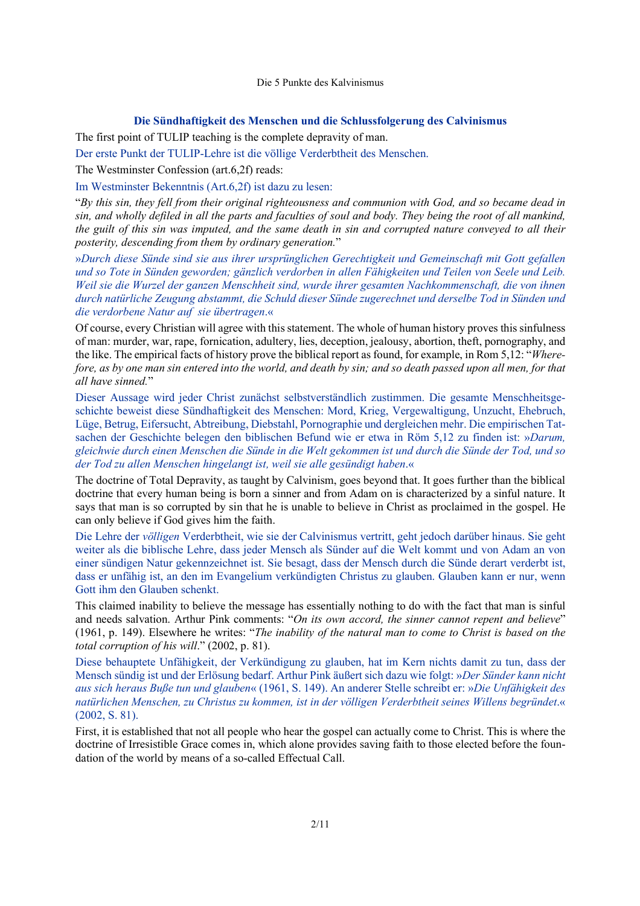## Die Sündhaftigkeit des Menschen und die Schlussfolgerung des Calvinismus

The first point of TULIP teaching is the complete depravity of man.

Der erste Punkt der TULIP-Lehre ist die völlige Verderbtheit des Menschen.

The Westminster Confession (art.6,2f) reads:

Im Westminster Bekenntnis (Art.6,2f) ist dazu zu lesen:

"*By this sin, they fell from their original righteousness and communion with God, and so became dead in sin, and wholly defiled in all the parts and faculties of soul and body. They being the root of all mankind, the guilt of this sin was imputed, and the same death in sin and corrupted nature conveyed to all their posterity, descending from them by ordinary generation.*"

*»Durch diese Sünde sind sie aus ihrer ursprünglichen Gerechtigkeit und Gemeinschaft mit Gott gefallen und so Tote in Sünden geworden; gänzlich verdorben in allen Fähigkeiten und Teilen von Seele und Leib. Weil sie die Wurzel der ganzen Menschheit sind, wurde ihrer gesamten Nachkommenschaft, die von ihnen durch natürliche Zeugung abstammt, die Schuld dieser Sünde zugerechnet und derselbe Tod in Sünden und die verdorbene Natur auf sie übertragen.«*

Of course, every Christian will agree with this statement. The whole of human history proves this sinfulness of man: murder, war, rape, fornication, adultery, lies, deception, jealousy, abortion, theft, pornography, and the like. The empirical facts of history prove the biblical report as found, for example, in Rom 5,12: "*Wherefore, as by one man sin entered into the world, and death by sin; and so death passed upon all men, for that all have sinned.*"

Dieser Aussage wird jeder Christ zunächst selbstverständlich zustimmen. Die gesamte Menschheitsgeschichte beweist diese Sündhaftigkeit des Menschen: Mord, Krieg, Vergewaltigung, Unzucht, Ehebruch, Lüge, Betrug, Eifersucht, Abtreibung, Diebstahl, Pornographie und dergleichen mehr. Die empirischen Tatsachen der Geschichte belegen den biblischen Befund wie er etwa in Röm 5,12 zu finden ist: »*Darum, gleichwie durch einen Menschen die Sünde in die Welt gekommen ist und durch die Sünde der Tod, und so der Tod zu allen Menschen hingelangt ist, weil sie alle gesündigt haben*.«

The doctrine of Total Depravity, as taught by Calvinism, goes beyond that. It goes further than the biblical doctrine that every human being is born a sinner and from Adam on is characterized by a sinful nature. It says that man is so corrupted by sin that he is unable to believe in Christ as proclaimed in the gospel. He can only believe if God gives him the faith.

Die Lehre der *völligen* Verderbtheit, wie sie der Calvinismus vertritt, geht jedoch darüber hinaus. Sie geht weiter als die biblische Lehre, dass jeder Mensch als Sünder auf die Welt kommt und von Adam an von einer sündigen Natur gekennzeichnet ist. Sie besagt, dass der Mensch durch die Sünde derart verderbt ist, dass er unfähig ist, an den im Evangelium verkündigten Christus zu glauben. Glauben kann er nur, wenn Gott ihm den Glauben schenkt.

This claimed inability to believe the message has essentially nothing to do with the fact that man is sinful and needs salvation. Arthur Pink comments: "*On its own accord, the sinner cannot repent and believe*" (1961, p. 149). Elsewhere he writes: "*The inability of the natural man to come to Christ is based on the total corruption of his will*." (2002, p. 81).

Diese behauptete Unfähigkeit, der Verkündigung zu glauben, hat im Kern nichts damit zu tun, dass der Mensch sündig ist und der Erlösung bedarf. Arthur Pink äußert sich dazu wie folgt: »*Der Sünder kann nicht aus sich heraus Buße tun und glauben*« (1961, S. 149). An anderer Stelle schreibt er: »*Die Unfähigkeit des natürlichen Menschen, zu Christus zu kommen, ist in der völligen Verderbtheit seines Willens begründet*.« (2002, S. 81).

First, it is established that not all people who hear the gospel can actually come to Christ. This is where the doctrine of Irresistible Grace comes in, which alone provides saving faith to those elected before the foundation of the world by means of a so-called Effectual Call.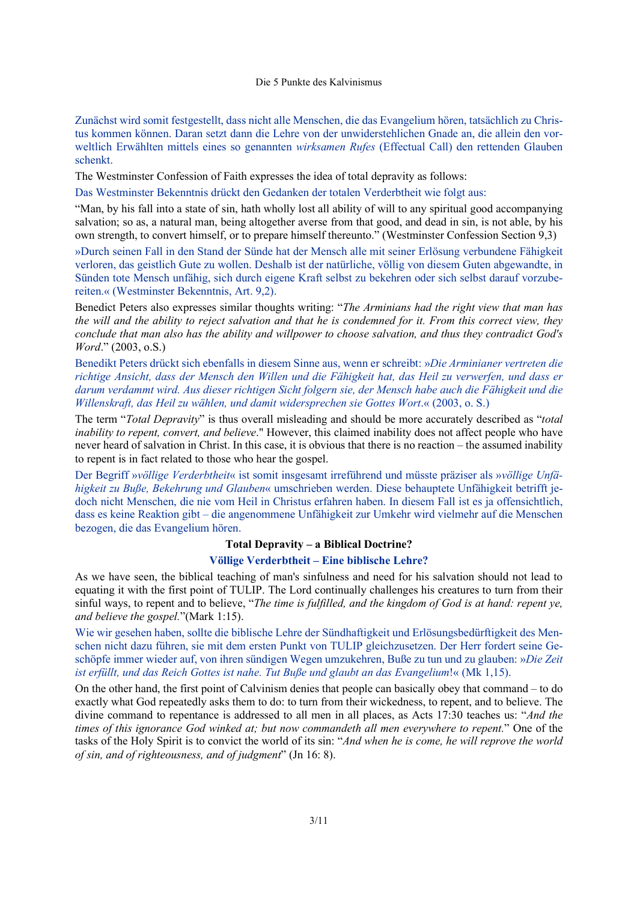Zunächst wird somit festgestellt, dass nicht alle Menschen, die das Evangelium hören, tatsächlich zu Christus kommen können. Daran setzt dann die Lehre von der unwiderstehlichen Gnade an, die allein den vorweltlich Erwählten mittels eines so genannten *wirksamen Rufes* (Effectual Call) den rettenden Glauben schenkt.

The Westminster Confession of Faith expresses the idea of total depravity as follows:

Das Westminster Bekenntnis drückt den Gedanken der totalen Verderbtheit wie folgt aus:

“Man, by his fall into a state of sin, hath wholly lost all ability of will to any spiritual good accompanying salvation; so as, a natural man, being altogether averse from that good, and dead in sin, is not able, by his own strength, to convert himself, or to prepare himself thereunto.” (Westminster Confession Section 9,3)

»Durch seinen Fall in den Stand der Sünde hat der Mensch alle mit seiner Erlösung verbundene Fähigkeit verloren, das geistlich Gute zu wollen. Deshalb ist der natürliche, völlig von diesem Guten abgewandte, in Sünden tote Mensch unfähig, sich durch eigene Kraft selbst zu bekehren oder sich selbst darauf vorzubereiten.« (Westminster Bekenntnis, Art. 9,2).

Benedict Peters also expresses similar thoughts writing: “*The Arminians had the right view that man has the will and the ability to reject salvation and that he is condemned for it. From this correct view, they conclude that man also has the ability and willpower to choose salvation, and thus they contradict God's Word*.” (2003, o.S.)

Benedikt Peters drückt sich ebenfalls in diesem Sinne aus, wenn er schreibt: *»Die Arminianer vertreten die richtige Ansicht, dass der Mensch den Willen und die Fähigkeit hat, das Heil zu verwerfen, und dass er darum verdammt wird. Aus dieser richtigen Sicht folgern sie, der Mensch habe auch die Fähigkeit und die Willenskraft, das Heil zu wählen, und damit widersprechen sie Gottes Wort*.« (2003, o. S.)

The term “*Total Depravity*” is thus overall misleading and should be more accurately described as “*total inability to repent, convert, and believe*." However, this claimed inability does not affect people who have never heard of salvation in Christ. In this case, it is obvious that there is no reaction – the assumed inability to repent is in fact related to those who hear the gospel.

Der Begriff *»völlige Verderbtheit«* ist somit insgesamt irreführend und müsste präziser als *»völlige Unfähigkeit zu Buße, Bekehrung und Glauben«* umschrieben werden. Diese behauptete Unfähigkeit betrifft jedoch nicht Menschen, die nie vom Heil in Christus erfahren haben. In diesem Fall ist es ja offensichtlich, dass es keine Reaktion gibt – die angenommene Unfähigkeit zur Umkehr wird vielmehr auf die Menschen bezogen, die das Evangelium hören.

## Total Depravity – a Biblical Doctrine?

## Völlige Verderbtheit – Eine biblische Lehre?

As we have seen, the biblical teaching of man's sinfulness and need for his salvation should not lead to equating it with the first point of TULIP. The Lord continually challenges his creatures to turn from their sinful ways, to repent and to believe, “*The time is fulfilled, and the kingdom of God is at hand: repent ye, and believe the gospel.*”(Mark 1:15).

Wie wir gesehen haben, sollte die biblische Lehre der Sündhaftigkeit und Erlösungsbedürftigkeit des Menschen nicht dazu führen, sie mit dem ersten Punkt von TULIP gleichzusetzen. Der Herr fordert seine Geschöpfe immer wieder auf, von ihren sündigen Wegen umzukehren, Buße zu tun und zu glauben: *»Die Zeit ist erfüllt, und das Reich Gottes ist nahe. Tut Buße und glaubt an das Evangelium*!« (Mk 1,15).

On the other hand, the first point of Calvinism denies that people can basically obey that command – to do exactly what God repeatedly asks them to do: to turn from their wickedness, to repent, and to believe. The divine command to repentance is addressed to all men in all places, as Acts 17:30 teaches us: “*And the times of this ignorance God winked at; but now commandeth all men everywhere to repent.*” One of the tasks of the Holy Spirit is to convict the world of its sin: “*And when he is come, he will reprove the world of sin, and of righteousness, and of judgment*” (Jn 16: 8).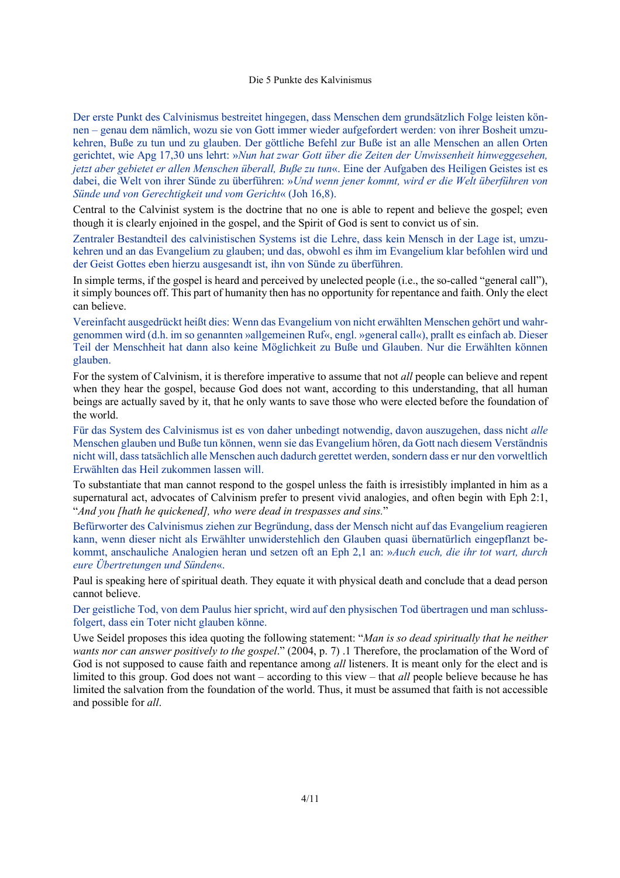Der erste Punkt des Calvinismus bestreitet hingegen, dass Menschen dem grundsätzlich Folge leisten können – genau dem nämlich, wozu sie von Gott immer wieder aufgefordert werden: von ihrer Bosheit umzukehren, Buße zu tun und zu glauben. Der göttliche Befehl zur Buße ist an alle Menschen an allen Orten gerichtet, wie Apg 17,30 uns lehrt: »*Nun hat zwar Gott über die Zeiten der Unwissenheit hinweggesehen, jetzt aber gebietet er allen Menschen überall, Buße zu tun*«. Eine der Aufgaben des Heiligen Geistes ist es dabei, die Welt von ihrer Sünde zu überführen: »*Und wenn jener kommt, wird er die Welt überführen von Sünde und von Gerechtigkeit und vom Gericht*« (Joh 16,8).

Central to the Calvinist system is the doctrine that no one is able to repent and believe the gospel; even though it is clearly enjoined in the gospel, and the Spirit of God is sent to convict us of sin.

Zentraler Bestandteil des calvinistischen Systems ist die Lehre, dass kein Mensch in der Lage ist, umzukehren und an das Evangelium zu glauben; und das, obwohl es ihm im Evangelium klar befohlen wird und der Geist Gottes eben hierzu ausgesandt ist, ihn von Sünde zu überführen.

In simple terms, if the gospel is heard and perceived by unelected people (i.e., the so-called "general call"), it simply bounces off. This part of humanity then has no opportunity for repentance and faith. Only the elect can believe.

Vereinfacht ausgedrückt heißt dies: Wenn das Evangelium von nicht erwählten Menschen gehört und wahrgenommen wird (d.h. im so genannten »allgemeinen Ruf«, engl. »general call«), prallt es einfach ab. Dieser Teil der Menschheit hat dann also keine Möglichkeit zu Buße und Glauben. Nur die Erwählten können glauben.

For the system of Calvinism, it is therefore imperative to assume that not *all* people can believe and repent when they hear the gospel, because God does not want, according to this understanding, that all human beings are actually saved by it, that he only wants to save those who were elected before the foundation of the world.

Für das System des Calvinismus ist es von daher unbedingt notwendig, davon auszugehen, dass nicht *alle* Menschen glauben und Buße tun können, wenn sie das Evangelium hören, da Gott nach diesem Verständnis nicht will, dass tatsächlich alle Menschen auch dadurch gerettet werden, sondern dass er nur den vorweltlich Erwählten das Heil zukommen lassen will.

To substantiate that man cannot respond to the gospel unless the faith is irresistibly implanted in him as a supernatural act, advocates of Calvinism prefer to present vivid analogies, and often begin with Eph 2:1, "*And you [hath he quickened], who were dead in trespasses and sins.*"

Befürworter des Calvinismus ziehen zur Begründung, dass der Mensch nicht auf das Evangelium reagieren kann, wenn dieser nicht als Erwählter unwiderstehlich den Glauben quasi übernatürlich eingepflanzt bekommt, anschauliche Analogien heran und setzen oft an Eph 2,1 an: »*Auch euch, die ihr tot wart, durch eure Übertretungen und Sünden*«.

Paul is speaking here of spiritual death. They equate it with physical death and conclude that a dead person cannot believe.

Der geistliche Tod, von dem Paulus hier spricht, wird auf den physischen Tod übertragen und man schlussfolgert, dass ein Toter nicht glauben könne.

Uwe Seidel proposes this idea quoting the following statement: "*Man is so dead spiritually that he neither wants nor can answer positively to the gospel*." (2004, p. 7) .1 Therefore, the proclamation of the Word of God is not supposed to cause faith and repentance among *all* listeners. It is meant only for the elect and is limited to this group. God does not want – according to this view – that *all* people believe because he has limited the salvation from the foundation of the world. Thus, it must be assumed that faith is not accessible and possible for *all*.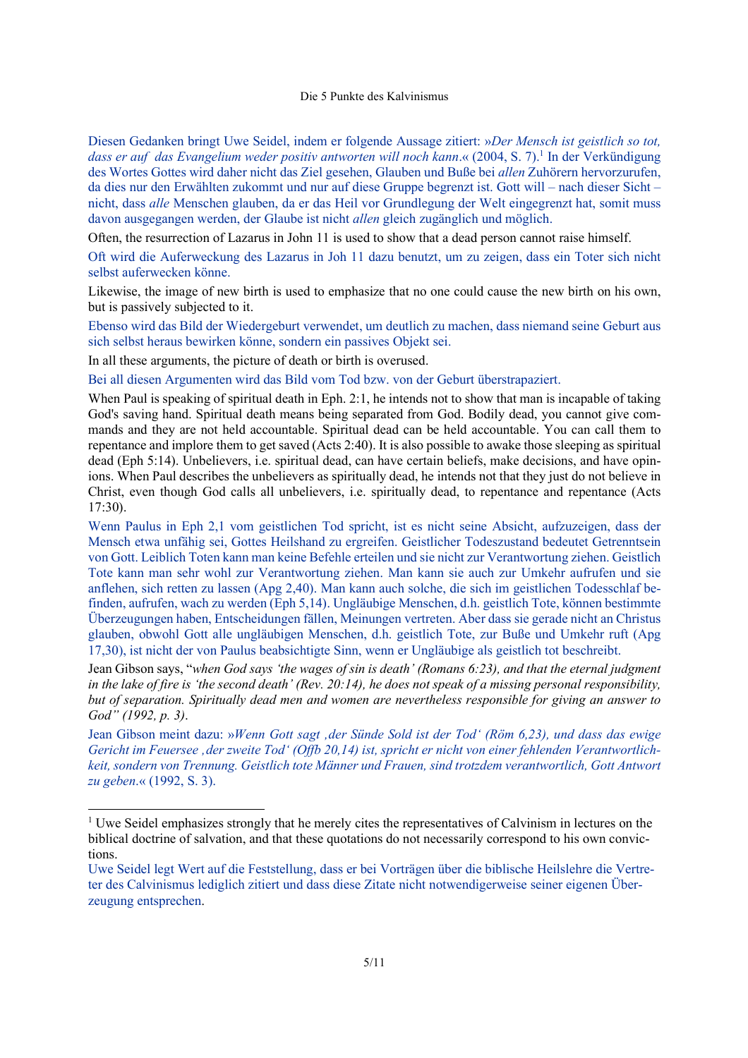Diesen Gedanken bringt Uwe Seidel, indem er folgende Aussage zitiert: »*Der Mensch ist geistlich so tot, dass er auf das Evangelium weder positiv antworten will noch kann*.« (2004, S. 7).[1] In der Verkündigung des Wortes Gottes wird daher nicht das Ziel gesehen, Glauben und Buße bei *allen* Zuhörern hervorzurufen, da dies nur den Erwählten zukommt und nur auf diese Gruppe begrenzt ist. Gott will – nach dieser Sicht – nicht, dass *alle* Menschen glauben, da er das Heil vor Grundlegung der Welt eingegrenzt hat, somit muss davon ausgegangen werden, der Glaube ist nicht *allen* gleich zugänglich und möglich.

Often, the resurrection of Lazarus in John 11 is used to show that a dead person cannot raise himself.

Oft wird die Auferweckung des Lazarus in Joh 11 dazu benutzt, um zu zeigen, dass ein Toter sich nicht selbst auferwecken könne.

Likewise, the image of new birth is used to emphasize that no one could cause the new birth on his own, but is passively subjected to it.

Ebenso wird das Bild der Wiedergeburt verwendet, um deutlich zu machen, dass niemand seine Geburt aus sich selbst heraus bewirken könne, sondern ein passives Objekt sei.

In all these arguments, the picture of death or birth is overused.

Bei all diesen Argumenten wird das Bild vom Tod bzw. von der Geburt überstrapaziert.

When Paul is speaking of spiritual death in Eph. 2:1, he intends not to show that man is incapable of taking God's saving hand. Spiritual death means being separated from God. Bodily dead, you cannot give commands and they are not held accountable. Spiritual dead can be held accountable. You can call them to repentance and implore them to get saved (Acts 2:40). It is also possible to awake those sleeping as spiritual dead (Eph 5:14). Unbelievers, i.e. spiritual dead, can have certain beliefs, make decisions, and have opinions. When Paul describes the unbelievers as spiritually dead, he intends not that they just do not believe in Christ, even though God calls all unbelievers, i.e. spiritually dead, to repentance and repentance (Acts 17:30).

Wenn Paulus in Eph 2,1 vom geistlichen Tod spricht, ist es nicht seine Absicht, aufzuzeigen, dass der Mensch etwa unfähig sei, Gottes Heilshand zu ergreifen. Geistlicher Todeszustand bedeutet Getrenntsein von Gott. Leiblich Toten kann man keine Befehle erteilen und sie nicht zur Verantwortung ziehen. Geistlich Tote kann man sehr wohl zur Verantwortung ziehen. Man kann sie auch zur Umkehr aufrufen und sie anflehen, sich retten zu lassen (Apg 2,40). Man kann auch solche, die sich im geistlichen Todesschlaf befinden, aufrufen, wach zu werden (Eph 5,14). Ungläubige Menschen, d.h. geistlich Tote, können bestimmte Überzeugungen haben, Entscheidungen fällen, Meinungen vertreten. Aber dass sie gerade nicht an Christus glauben, obwohl Gott alle ungläubigen Menschen, d.h. geistlich Tote, zur Buße und Umkehr ruft (Apg 17,30), ist nicht der von Paulus beabsichtigte Sinn, wenn er Ungläubige als geistlich tot beschreibt.

Jean Gibson says, "*when God says 'the wages of sin is death' (Romans 6:23), and that the eternal judgment in the lake of fire is 'the second death' (Rev. 20:14), he does not speak of a missing personal responsibility, but of separation. Spiritually dead men and women are nevertheless responsible for giving an answer to God" (1992, p. 3)*.

Jean Gibson meint dazu: »*Wenn Gott sagt ‚der Sünde Sold ist der Tod' (Röm 6,23), und dass das ewige Gericht im Feuersee ‚der zweite Tod' (Offb 20,14) ist, spricht er nicht von einer fehlenden Verantwortlichkeit, sondern von Trennung. Geistlich tote Männer und Frauen, sind trotzdem verantwortlich, Gott Antwort zu geben*.« (1992, S. 3).

---

[1] Uwe Seidel emphasizes strongly that he merely cites the representatives of Calvinism in lectures on the biblical doctrine of salvation, and that these quotations do not necessarily correspond to his own convictions.

Uwe Seidel legt Wert auf die Feststellung, dass er bei Vorträgen über die biblische Heilslehre die Vertreter des Calvinismus lediglich zitiert und dass diese Zitate nicht notwendigerweise seiner eigenen Überzeugung entsprechen.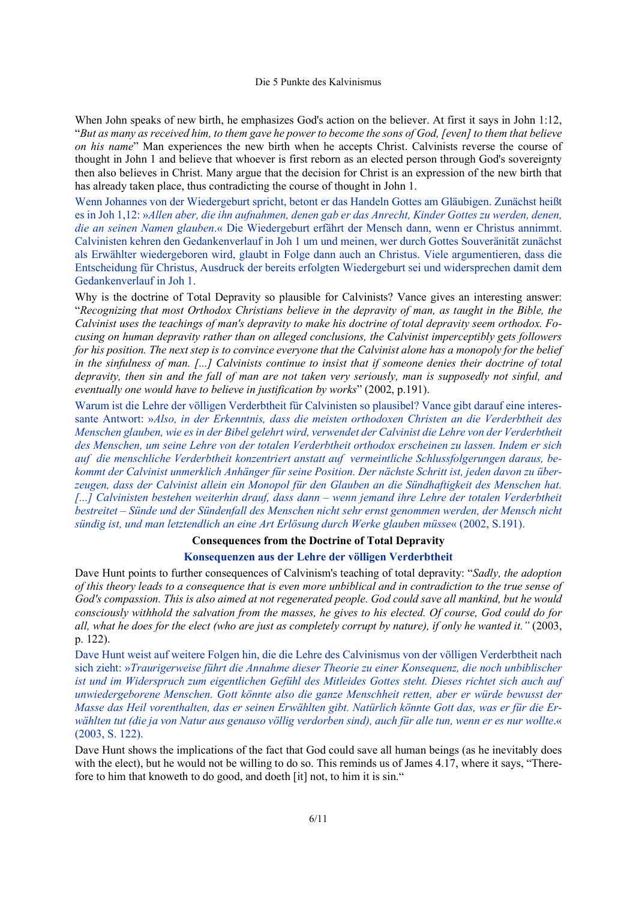When John speaks of new birth, he emphasizes God's action on the believer. At first it says in John 1:12, "*But as many as received him, to them gave he power to become the sons of God, [even] to them that believe on his name*" Man experiences the new birth when he accepts Christ. Calvinists reverse the course of thought in John 1 and believe that whoever is first reborn as an elected person through God's sovereignty then also believes in Christ. Many argue that the decision for Christ is an expression of the new birth that has already taken place, thus contradicting the course of thought in John 1.

Wenn Johannes von der Wiedergeburt spricht, betont er das Handeln Gottes am Gläubigen. Zunächst heißt es in Joh 1,12: »*Allen aber, die ihn aufnahmen, denen gab er das Anrecht, Kinder Gottes zu werden, denen, die an seinen Namen glauben*.« Die Wiedergeburt erfährt der Mensch dann, wenn er Christus annimmt. Calvinisten kehren den Gedankenverlauf in Joh 1 um und meinen, wer durch Gottes Souveränität zunächst als Erwählter wiedergeboren wird, glaubt in Folge dann auch an Christus. Viele argumentieren, dass die Entscheidung für Christus, Ausdruck der bereits erfolgten Wiedergeburt sei und widersprechen damit dem Gedankenverlauf in Joh 1.

Why is the doctrine of Total Depravity so plausible for Calvinists? Vance gives an interesting answer: "*Recognizing that most Orthodox Christians believe in the depravity of man, as taught in the Bible, the Calvinist uses the teachings of man's depravity to make his doctrine of total depravity seem orthodox. Focusing on human depravity rather than on alleged conclusions, the Calvinist imperceptibly gets followers for his position. The next step is to convince everyone that the Calvinist alone has a monopoly for the belief in the sinfulness of man. [...] Calvinists continue to insist that if someone denies their doctrine of total depravity, then sin and the fall of man are not taken very seriously, man is supposedly not sinful, and eventually one would have to believe in justification by works*" (2002, p.191).

Warum ist die Lehre der völligen Verderbtheit für Calvinisten so plausibel? Vance gibt darauf eine interessante Antwort: »*Also, in der Erkenntnis, dass die meisten orthodoxen Christen an die Verderbtheit des Menschen glauben, wie es in der Bibel gelehrt wird, verwendet der Calvinist die Lehre von der Verderbtheit des Menschen, um seine Lehre von der totalen Verderbtheit orthodox erscheinen zu lassen. Indem er sich auf die menschliche Verderbtheit konzentriert anstatt auf vermeintliche Schlussfolgerungen daraus, bekommt der Calvinist unmerklich Anhänger für seine Position. Der nächste Schritt ist, jeden davon zu überzeugen, dass der Calvinist allein ein Monopol für den Glauben an die Sündhaftigkeit des Menschen hat. [...] Calvinisten bestehen weiterhin drauf, dass dann – wenn jemand ihre Lehre der totalen Verderbtheit bestreitet – Sünde und der Sündenfall des Menschen nicht sehr ernst genommen werden, der Mensch nicht sündig ist, und man letztendlich an eine Art Erlösung durch Werke glauben müsse*« (2002, S.191).

### Consequences from the Doctrine of Total Depravity

### Konsequenzen aus der Lehre der völligen Verderbtheit

Dave Hunt points to further consequences of Calvinism's teaching of total depravity: "*Sadly, the adoption of this theory leads to a consequence that is even more unbiblical and in contradiction to the true sense of God's compassion. This is also aimed at not regenerated people. God could save all mankind, but he would consciously withhold the salvation from the masses, he gives to his elected. Of course, God could do for all, what he does for the elect (who are just as completely corrupt by nature), if only he wanted it.*" (2003, p. 122).

Dave Hunt weist auf weitere Folgen hin, die die Lehre des Calvinismus von der völligen Verderbtheit nach sich zieht: »*Traurigerweise führt die Annahme dieser Theorie zu einer Konsequenz, die noch unbiblischer ist und im Widerspruch zum eigentlichen Gefühl des Mitleides Gottes steht. Dieses richtet sich auch auf unwiedergeborene Menschen. Gott könnte also die ganze Menschheit retten, aber er würde bewusst der Masse das Heil vorenthalten, das er seinen Erwählten gibt. Natürlich könnte Gott das, was er für die Erwählten tut (die ja von Natur aus genauso völlig verdorben sind), auch für alle tun, wenn er es nur wollte*.« (2003, S. 122).

Dave Hunt shows the implications of the fact that God could save all human beings (as he inevitably does with the elect), but he would not be willing to do so. This reminds us of James 4.17, where it says, "Therefore to him that knoweth to do good, and doeth [it] not, to him it is sin."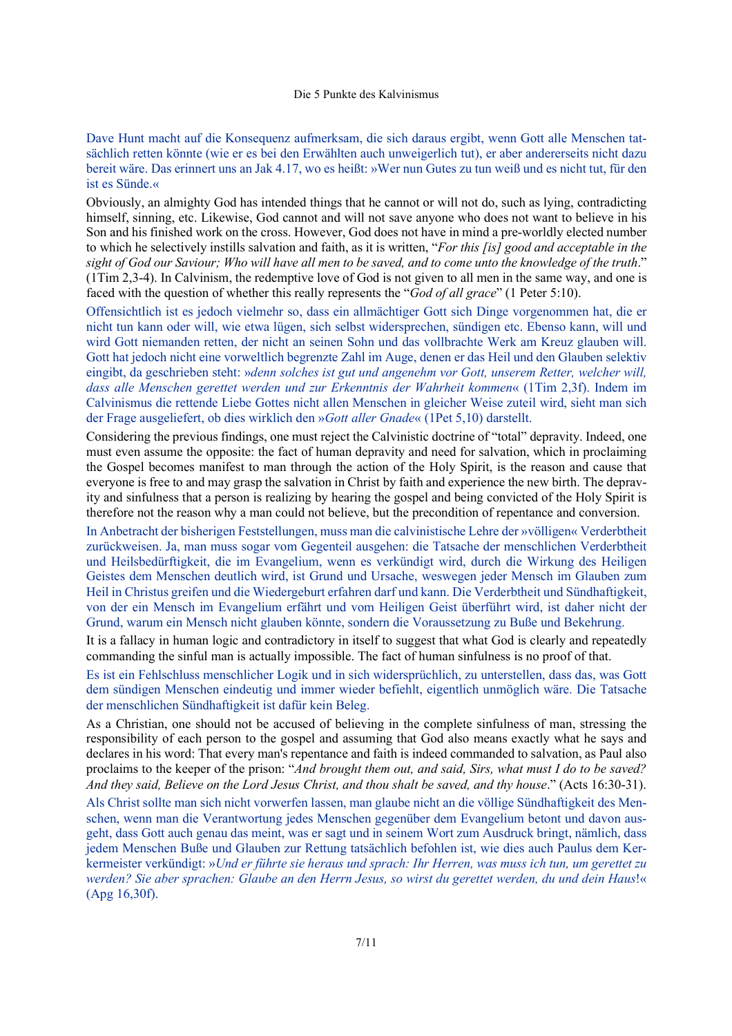Dave Hunt macht auf die Konsequenz aufmerksam, die sich daraus ergibt, wenn Gott alle Menschen tatsächlich retten könnte (wie er es bei den Erwählten auch unweigerlich tut), er aber andererseits nicht dazu bereit wäre. Das erinnert uns an Jak 4.17, wo es heißt: »Wer nun Gutes zu tun weiß und es nicht tut, für den ist es Sünde.«

Obviously, an almighty God has intended things that he cannot or will not do, such as lying, contradicting himself, sinning, etc. Likewise, God cannot and will not save anyone who does not want to believe in his Son and his finished work on the cross. However, God does not have in mind a pre-worldly elected number to which he selectively instills salvation and faith, as it is written, "*For this [is] good and acceptable in the sight of God our Saviour; Who will have all men to be saved, and to come unto the knowledge of the truth*." (1Tim 2,3-4). In Calvinism, the redemptive love of God is not given to all men in the same way, and one is faced with the question of whether this really represents the "*God of all grace*" (1 Peter 5:10).

Offensichtlich ist es jedoch vielmehr so, dass ein allmächtiger Gott sich Dinge vorgenommen hat, die er nicht tun kann oder will, wie etwa lügen, sich selbst widersprechen, sündigen etc. Ebenso kann, will und wird Gott niemanden retten, der nicht an seinen Sohn und das vollbrachte Werk am Kreuz glauben will. Gott hat jedoch nicht eine vorweltlich begrenzte Zahl im Auge, denen er das Heil und den Glauben selektiv eingibt, da geschrieben steht: »*denn solches ist gut und angenehm vor Gott, unserem Retter, welcher will, dass alle Menschen gerettet werden und zur Erkenntnis der Wahrheit kommen*« (1Tim 2,3f). Indem im Calvinismus die rettende Liebe Gottes nicht allen Menschen in gleicher Weise zuteil wird, sieht man sich der Frage ausgeliefert, ob dies wirklich den »*Gott aller Gnade*« (1Pet 5,10) darstellt.

Considering the previous findings, one must reject the Calvinistic doctrine of "total" depravity. Indeed, one must even assume the opposite: the fact of human depravity and need for salvation, which in proclaiming the Gospel becomes manifest to man through the action of the Holy Spirit, is the reason and cause that everyone is free to and may grasp the salvation in Christ by faith and experience the new birth. The depravity and sinfulness that a person is realizing by hearing the gospel and being convicted of the Holy Spirit is therefore not the reason why a man could not believe, but the precondition of repentance and conversion.

In Anbetracht der bisherigen Feststellungen, muss man die calvinistische Lehre der »völligen« Verderbtheit zurückweisen. Ja, man muss sogar vom Gegenteil ausgehen: die Tatsache der menschlichen Verderbtheit und Heilsbedürftigkeit, die im Evangelium, wenn es verkündigt wird, durch die Wirkung des Heiligen Geistes dem Menschen deutlich wird, ist Grund und Ursache, weswegen jeder Mensch im Glauben zum Heil in Christus greifen und die Wiedergeburt erfahren darf und kann. Die Verderbtheit und Sündhaftigkeit, von der ein Mensch im Evangelium erfährt und vom Heiligen Geist überführt wird, ist daher nicht der Grund, warum ein Mensch nicht glauben könnte, sondern die Voraussetzung zu Buße und Bekehrung.

It is a fallacy in human logic and contradictory in itself to suggest that what God is clearly and repeatedly commanding the sinful man is actually impossible. The fact of human sinfulness is no proof of that.

Es ist ein Fehlschluss menschlicher Logik und in sich widersprüchlich, zu unterstellen, dass das, was Gott dem sündigen Menschen eindeutig und immer wieder befiehlt, eigentlich unmöglich wäre. Die Tatsache der menschlichen Sündhaftigkeit ist dafür kein Beleg.

As a Christian, one should not be accused of believing in the complete sinfulness of man, stressing the responsibility of each person to the gospel and assuming that God also means exactly what he says and declares in his word: That every man's repentance and faith is indeed commanded to salvation, as Paul also proclaims to the keeper of the prison: "*And brought them out, and said, Sirs, what must I do to be saved? And they said, Believe on the Lord Jesus Christ, and thou shalt be saved, and thy house*." (Acts 16:30-31).

Als Christ sollte man sich nicht vorwerfen lassen, man glaube nicht an die völlige Sündhaftigkeit des Menschen, wenn man die Verantwortung jedes Menschen gegenüber dem Evangelium betont und davon ausgeht, dass Gott auch genau das meint, was er sagt und in seinem Wort zum Ausdruck bringt, nämlich, dass jedem Menschen Buße und Glauben zur Rettung tatsächlich befohlen ist, wie dies auch Paulus dem Kerkermeister verkündigt: »*Und er führte sie heraus und sprach: Ihr Herren, was muss ich tun, um gerettet zu werden? Sie aber sprachen: Glaube an den Herrn Jesus, so wirst du gerettet werden, du und dein Haus*!« (Apg 16,30f).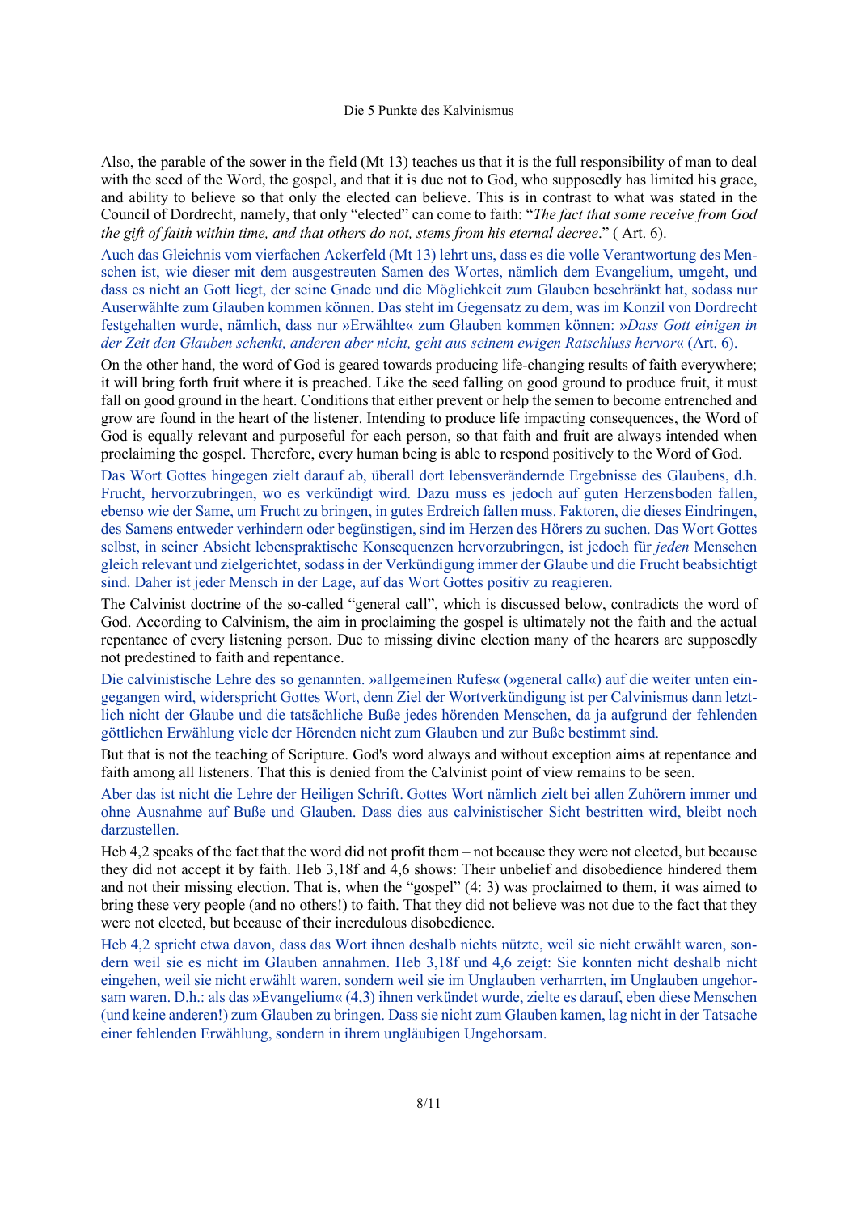Also, the parable of the sower in the field (Mt 13) teaches us that it is the full responsibility of man to deal with the seed of the Word, the gospel, and that it is due not to God, who supposedly has limited his grace, and ability to believe so that only the elected can believe. This is in contrast to what was stated in the Council of Dordrecht, namely, that only "elected" can come to faith: "*The fact that some receive from God the gift of faith within time, and that others do not, stems from his eternal decree*." ( Art. 6).

Auch das Gleichnis vom vierfachen Ackerfeld (Mt 13) lehrt uns, dass es die volle Verantwortung des Menschen ist, wie dieser mit dem ausgestreuten Samen des Wortes, nämlich dem Evangelium, umgeht, und dass es nicht an Gott liegt, der seine Gnade und die Möglichkeit zum Glauben beschränkt hat, sodass nur Auserwählte zum Glauben kommen können. Das steht im Gegensatz zu dem, was im Konzil von Dordrecht festgehalten wurde, nämlich, dass nur »Erwählte« zum Glauben kommen können: »*Dass Gott einigen in der Zeit den Glauben schenkt, anderen aber nicht, geht aus seinem ewigen Ratschluss hervor*« (Art. 6).

On the other hand, the word of God is geared towards producing life-changing results of faith everywhere; it will bring forth fruit where it is preached. Like the seed falling on good ground to produce fruit, it must fall on good ground in the heart. Conditions that either prevent or help the semen to become entrenched and grow are found in the heart of the listener. Intending to produce life impacting consequences, the Word of God is equally relevant and purposeful for each person, so that faith and fruit are always intended when proclaiming the gospel. Therefore, every human being is able to respond positively to the Word of God.

Das Wort Gottes hingegen zielt darauf ab, überall dort lebensverändernde Ergebnisse des Glaubens, d.h. Frucht, hervorzubringen, wo es verkündigt wird. Dazu muss es jedoch auf guten Herzensboden fallen, ebenso wie der Same, um Frucht zu bringen, in gutes Erdreich fallen muss. Faktoren, die dieses Eindringen, des Samens entweder verhindern oder begünstigen, sind im Herzen des Hörers zu suchen. Das Wort Gottes selbst, in seiner Absicht lebenspraktische Konsequenzen hervorzubringen, ist jedoch für *jeden* Menschen gleich relevant und zielgerichtet, sodass in der Verkündigung immer der Glaube und die Frucht beabsichtigt sind. Daher ist jeder Mensch in der Lage, auf das Wort Gottes positiv zu reagieren.

The Calvinist doctrine of the so-called "general call", which is discussed below, contradicts the word of God. According to Calvinism, the aim in proclaiming the gospel is ultimately not the faith and the actual repentance of every listening person. Due to missing divine election many of the hearers are supposedly not predestined to faith and repentance.

Die calvinistische Lehre des so genannten. »allgemeinen Rufes« (»general call«) auf die weiter unten eingegangen wird, widerspricht Gottes Wort, denn Ziel der Wortverkündigung ist per Calvinismus dann letztlich nicht der Glaube und die tatsächliche Buße jedes hörenden Menschen, da ja aufgrund der fehlenden göttlichen Erwählung viele der Hörenden nicht zum Glauben und zur Buße bestimmt sind.

But that is not the teaching of Scripture. God's word always and without exception aims at repentance and faith among all listeners. That this is denied from the Calvinist point of view remains to be seen.

Aber das ist nicht die Lehre der Heiligen Schrift. Gottes Wort nämlich zielt bei allen Zuhörern immer und ohne Ausnahme auf Buße und Glauben. Dass dies aus calvinistischer Sicht bestritten wird, bleibt noch darzustellen.

Heb 4,2 speaks of the fact that the word did not profit them – not because they were not elected, but because they did not accept it by faith. Heb 3,18f and 4,6 shows: Their unbelief and disobedience hindered them and not their missing election. That is, when the "gospel" (4: 3) was proclaimed to them, it was aimed to bring these very people (and no others!) to faith. That they did not believe was not due to the fact that they were not elected, but because of their incredulous disobedience.

Heb 4,2 spricht etwa davon, dass das Wort ihnen deshalb nichts nützte, weil sie nicht erwählt waren, sondern weil sie es nicht im Glauben annahmen. Heb 3,18f und 4,6 zeigt: Sie konnten nicht deshalb nicht eingehen, weil sie nicht erwählt waren, sondern weil sie im Unglauben verharrten, im Unglauben ungehorsam waren. D.h.: als das »Evangelium« (4,3) ihnen verkündet wurde, zielte es darauf, eben diese Menschen (und keine anderen!) zum Glauben zu bringen. Dass sie nicht zum Glauben kamen, lag nicht in der Tatsache einer fehlenden Erwählung, sondern in ihrem ungläubigen Ungehorsam.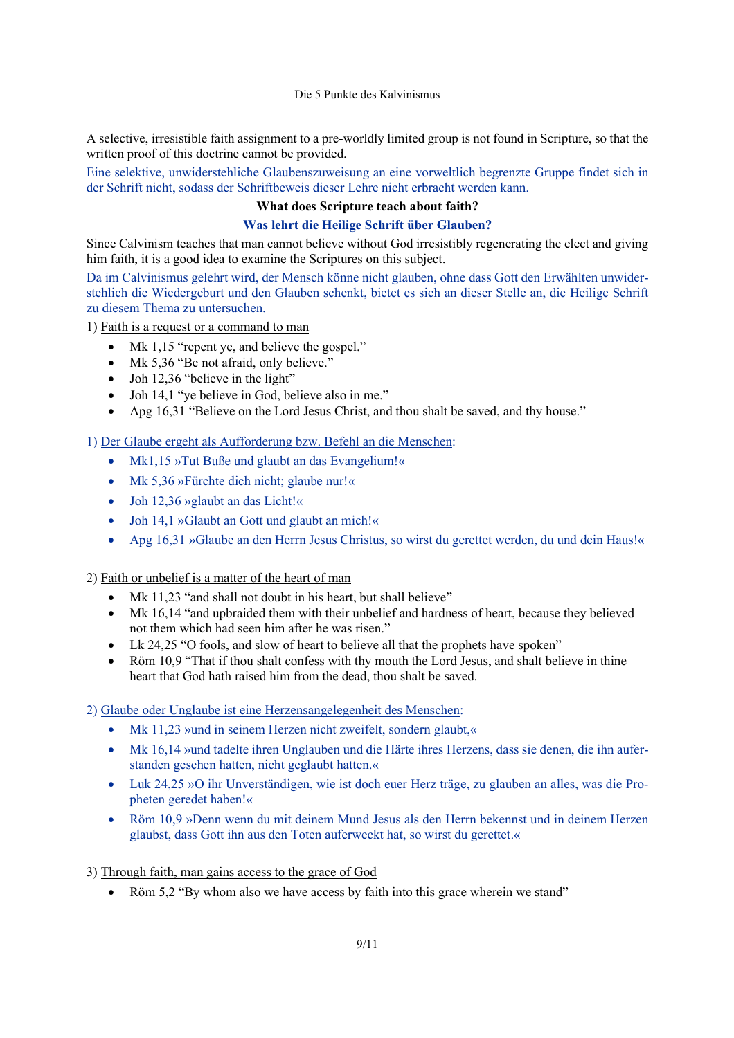A selective, irresistible faith assignment to a pre-worldly limited group is not found in Scripture, so that the written proof of this doctrine cannot be provided.

Eine selektive, unwiderstehliche Glaubenszuweisung an eine vorweltlich begrenzte Gruppe findet sich in der Schrift nicht, sodass der Schriftbeweis dieser Lehre nicht erbracht werden kann.

### What does Scripture teach about faith?

### Was lehrt die Heilige Schrift über Glauben?

Since Calvinism teaches that man cannot believe without God irresistibly regenerating the elect and giving him faith, it is a good idea to examine the Scriptures on this subject.

Da im Calvinismus gelehrt wird, der Mensch könne nicht glauben, ohne dass Gott den Erwählten unwiderstehlich die Wiedergeburt und den Glauben schenkt, bietet es sich an dieser Stelle an, die Heilige Schrift zu diesem Thema zu untersuchen.

1) Faith is a request or a command to man

- Mk 1,15 “repent ye, and believe the gospel.”
- Mk 5,36 “Be not afraid, only believe.”
- Joh 12,36 “believe in the light”
- Joh 14,1 “ye believe in God, believe also in me.”
- Apg 16,31 “Believe on the Lord Jesus Christ, and thou shalt be saved, and thy house.”

1) Der Glaube ergeht als Aufforderung bzw. Befehl an die Menschen:

- Mk1,15 »Tut Buße und glaubt an das Evangelium!«
- Mk 5,36 »Fürchte dich nicht; glaube nur!«
- Joh 12,36 »glaubt an das Licht!«
- Joh 14,1 »Glaubt an Gott und glaubt an mich!«
- Apg 16,31 »Glaube an den Herrn Jesus Christus, so wirst du gerettet werden, du und dein Haus!«

2) Faith or unbelief is a matter of the heart of man

- Mk 11,23 “and shall not doubt in his heart, but shall believe”
- Mk 16,14 “and upbraided them with their unbelief and hardness of heart, because they believed not them which had seen him after he was risen.”
- Lk 24,25 “O fools, and slow of heart to believe all that the prophets have spoken”
- Röm 10,9 “That if thou shalt confess with thy mouth the Lord Jesus, and shalt believe in thine heart that God hath raised him from the dead, thou shalt be saved.

2) Glaube oder Unglaube ist eine Herzensangelegenheit des Menschen:

- Mk 11,23 »und in seinem Herzen nicht zweifelt, sondern glaubt,«
- Mk 16,14 »und tadelte ihren Unglauben und die Härte ihres Herzens, dass sie denen, die ihn auferstanden gesehen hatten, nicht geglaubt hatten.«
- Luk 24,25 »O ihr Unverständigen, wie ist doch euer Herz träge, zu glauben an alles, was die Propheten geredet haben!«
- Röm 10,9 »Denn wenn du mit deinem Mund Jesus als den Herrn bekennst und in deinem Herzen glaubst, dass Gott ihn aus den Toten auferweckt hat, so wirst du gerettet.«

3) Through faith, man gains access to the grace of God

- Röm 5,2 “By whom also we have access by faith into this grace wherein we stand”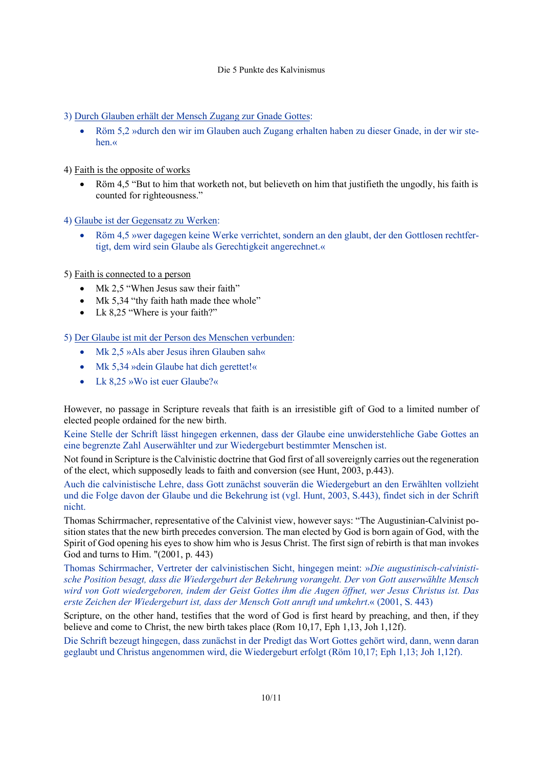3) <u>Durch Glauben erhält der Mensch Zugang zur Gnade Gottes</u>:

- Röm 5,2 »durch den wir im Glauben auch Zugang erhalten haben zu dieser Gnade, in der wir stehen.«

4) <u>Faith is the opposite of works</u>

- Röm 4,5 “But to him that worketh not, but believeth on him that justifieth the ungodly, his faith is counted for righteousness.”

4) <u>Glaube ist der Gegensatz zu Werken</u>:

- Röm 4,5 »wer dagegen keine Werke verrichtet, sondern an den glaubt, der den Gottlosen rechtfertigt, dem wird sein Glaube als Gerechtigkeit angerechnet.«

5) <u>Faith is connected to a person</u>

- Mk 2,5 “When Jesus saw their faith”
- Mk 5,34 “thy faith hath made thee whole”
- Lk 8,25 “Where is your faith?”

5) <u>Der Glaube ist mit der Person des Menschen verbunden</u>:

- Mk 2,5 »Als aber Jesus ihren Glauben sah«
- Mk 5,34 »dein Glaube hat dich gerettet!«
- Lk 8,25 »Wo ist euer Glaube?«

However, no passage in Scripture reveals that faith is an irresistible gift of God to a limited number of elected people ordained for the new birth.

Keine Stelle der Schrift lässt hingegen erkennen, dass der Glaube eine unwiderstehliche Gabe Gottes an eine begrenzte Zahl Auserwählter und zur Wiedergeburt bestimmter Menschen ist.

Not found in Scripture is the Calvinistic doctrine that God first of all sovereignly carries out the regeneration of the elect, which supposedly leads to faith and conversion (see Hunt, 2003, p.443).

Auch die calvinistische Lehre, dass Gott zunächst souverän die Wiedergeburt an den Erwählten vollzieht und die Folge davon der Glaube und die Bekehrung ist (vgl. Hunt, 2003, S.443), findet sich in der Schrift nicht.

Thomas Schirrmacher, representative of the Calvinist view, however says: “The Augustinian-Calvinist position states that the new birth precedes conversion. The man elected by God is born again of God, with the Spirit of God opening his eyes to show him who is Jesus Christ. The first sign of rebirth is that man invokes God and turns to Him. "(2001, p. 443)

Thomas Schirrmacher, Vertreter der calvinistischen Sicht, hingegen meint: »*Die augustinisch-calvinistische Position besagt, dass die Wiedergeburt der Bekehrung vorangeht. Der von Gott auserwählte Mensch wird von Gott wiedergeboren, indem der Geist Gottes ihm die Augen öffnet, wer Jesus Christus ist. Das erste Zeichen der Wiedergeburt ist, dass der Mensch Gott anruft und umkehrt.*« (2001, S. 443)

Scripture, on the other hand, testifies that the word of God is first heard by preaching, and then, if they believe and come to Christ, the new birth takes place (Rom 10,17, Eph 1,13, Joh 1,12f).

Die Schrift bezeugt hingegen, dass zunächst in der Predigt das Wort Gottes gehört wird, dann, wenn daran geglaubt und Christus angenommen wird, die Wiedergeburt erfolgt (Röm 10,17; Eph 1,13; Joh 1,12f).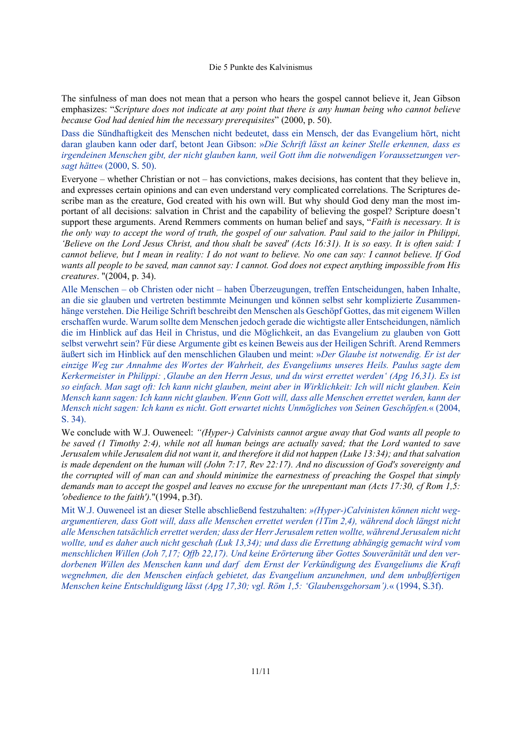The sinfulness of man does not mean that a person who hears the gospel cannot believe it, Jean Gibson emphasizes: "*Scripture does not indicate at any point that there is any human being who cannot believe because God had denied him the necessary prerequisites*" (2000, p. 50).

Dass die Sündhaftigkeit des Menschen nicht bedeutet, dass ein Mensch, der das Evangelium hört, nicht daran glauben kann oder darf, betont Jean Gibson: »*Die Schrift lässt an keiner Stelle erkennen, dass es irgendeinen Menschen gibt, der nicht glauben kann, weil Gott ihm die notwendigen Voraussetzungen versagt hätte*« (2000, S. 50).

Everyone – whether Christian or not – has convictions, makes decisions, has content that they believe in, and expresses certain opinions and can even understand very complicated correlations. The Scriptures describe man as the creature, God created with his own will. But why should God deny man the most important of all decisions: salvation in Christ and the capability of believing the gospel? Scripture doesn't support these arguments. Arend Remmers comments on human belief and says, "*Faith is necessary. It is the only way to accept the word of truth, the gospel of our salvation. Paul said to the jailor in Philippi, 'Believe on the Lord Jesus Christ, and thou shalt be saved' (Acts 16:31). It is so easy. It is often said: I cannot believe, but I mean in reality: I do not want to believe. No one can say: I cannot believe. If God wants all people to be saved, man cannot say: I cannot. God does not expect anything impossible from His creatures*. "(2004, p. 34).

Alle Menschen – ob Christen oder nicht – haben Überzeugungen, treffen Entscheidungen, haben Inhalte, an die sie glauben und vertreten bestimmte Meinungen und können selbst sehr komplizierte Zusammenhänge verstehen. Die Heilige Schrift beschreibt den Menschen als Geschöpf Gottes, das mit eigenem Willen erschaffen wurde. Warum sollte dem Menschen jedoch gerade die wichtigste aller Entscheidungen, nämlich die im Hinblick auf das Heil in Christus, und die Möglichkeit, an das Evangelium zu glauben von Gott selbst verwehrt sein? Für diese Argumente gibt es keinen Beweis aus der Heiligen Schrift. Arend Remmers äußert sich im Hinblick auf den menschlichen Glauben und meint: »*Der Glaube ist notwendig. Er ist der einzige Weg zur Annahme des Wortes der Wahrheit, des Evangeliums unseres Heils. Paulus sagte dem Kerkermeister in Philippi: ‚Glaube an den Herrn Jesus, und du wirst errettet werden' (Apg 16,31). Es ist so einfach. Man sagt oft: Ich kann nicht glauben, meint aber in Wirklichkeit: Ich will nicht glauben. Kein Mensch kann sagen: Ich kann nicht glauben. Wenn Gott will, dass alle Menschen errettet werden, kann der Mensch nicht sagen: Ich kann es nicht. Gott erwartet nichts Unmögliches von Seinen Geschöpfen.*« (2004, S. 34).

We conclude with W.J. Ouweneel: *"(Hyper-) Calvinists cannot argue away that God wants all people to be saved (1 Timothy 2:4), while not all human beings are actually saved; that the Lord wanted to save Jerusalem while Jerusalem did not want it, and therefore it did not happen (Luke 13:34); and that salvation is made dependent on the human will (John 7:17, Rev 22:17). And no discussion of God's sovereignty and the corrupted will of man can and should minimize the earnestness of preaching the Gospel that simply demands man to accept the gospel and leaves no excuse for the unrepentant man (Acts 17:30, cf Rom 1,5: 'obedience to the faith').*"(1994, p.3f).

Mit W.J. Ouweneel ist an dieser Stelle abschließend festzuhalten: »*(Hyper-)Calvinisten können nicht wegargumentieren, dass Gott will, dass alle Menschen errettet werden (1Tim 2,4), während doch längst nicht alle Menschen tatsächlich errettet werden; dass der Herr Jerusalem retten wollte, während Jerusalem nicht wollte, und es daher auch nicht geschah (Luk 13,34); und dass die Errettung abhängig gemacht wird vom menschlichen Willen (Joh 7,17; Offb 22,17). Und keine Erörterung über Gottes Souveränität und den verdorbenen Willen des Menschen kann und darf dem Ernst der Verkündigung des Evangeliums die Kraft wegnehmen, die den Menschen einfach gebietet, das Evangelium anzunehmen, und dem unbußfertigen Menschen keine Entschuldigung lässt (Apg 17,30; vgl. Röm 1,5: 'Glaubensgehorsam').*« (1994, S.3f).